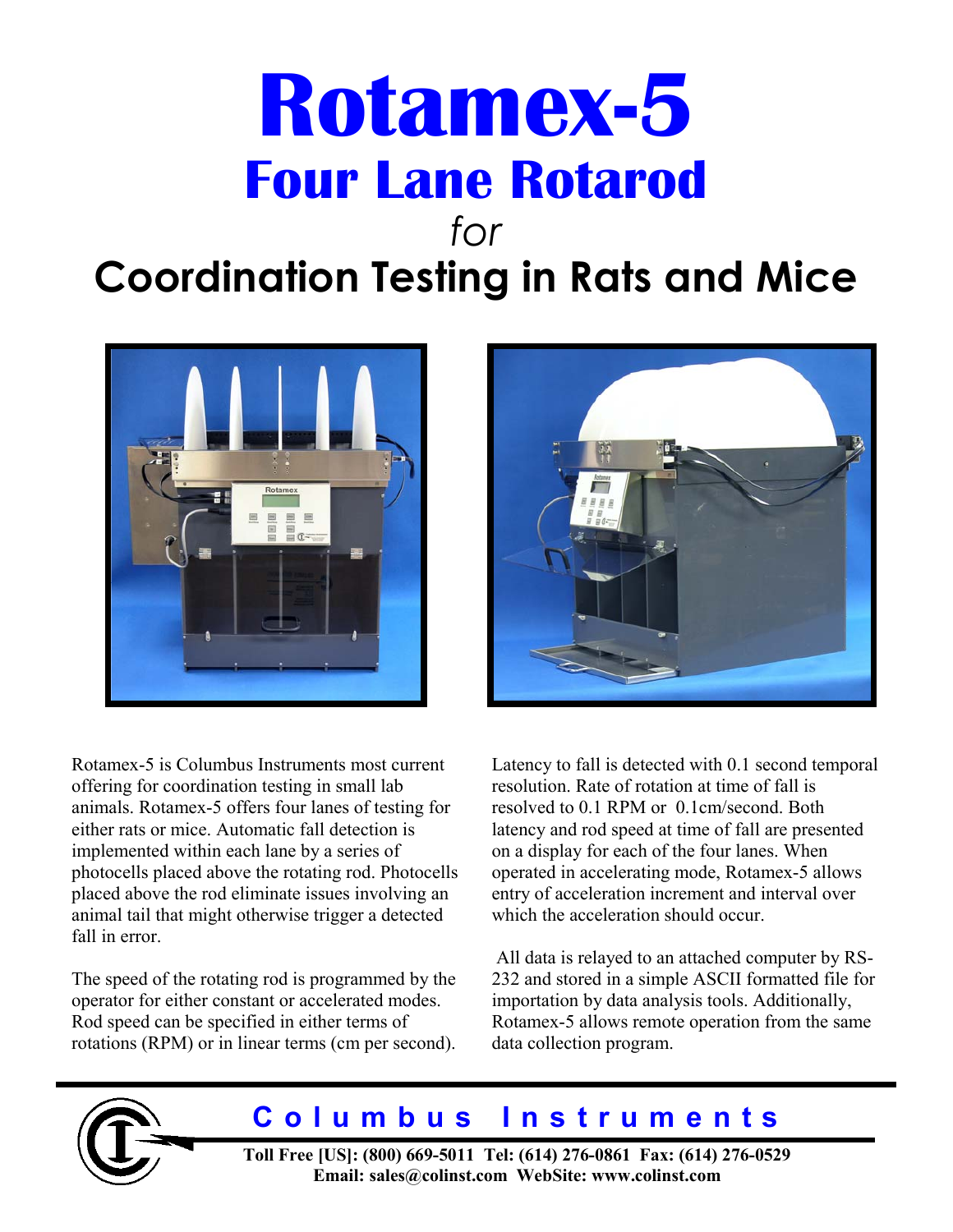# Rotamex-5

## Four Lane Rotarod

*for*

## Coordination Testing in Rats and Mice

Rotamex-5 is Columbus Instruments most current offering for coordination testing in small lab animals. Rotamex-5 offers four lanes of testing for either rats or mice. Automatic fall detection is implemented within each lane by a series of photocells placed above the rotating rod. Photocells placed above the rod eliminate issues involving an animal tail that might otherwise trigger a detected fall in error.

The speed of the rotating rod is programmed by the operator for either constant or accelerated modes. Rod speed can be specified in either terms of rotations (RPM) or in linear terms (cm per second).

Latency to fall is detected with 0.1 second temporal resolution. Rate of rotation at time of fall is resolved to 0.1 RPM or 0.1cm/second. Both latency and rod speed at time of fall are presented on a display for each of the four lanes. When operated in accelerating mode, Rotamex-5 allows entry of acceleration increment and interval over which the acceleration should occur.

All data is relayed to an attached computer by RS-232 and stored in a simple ASCII formatted file for importation by data analysis tools. Additionally, Rotamex-5 allows remote operation from the same data collection program.

**Columbus Instruments**

**Toll Free [US]: (800) 669-5011 Tel: (614) 276-0861 Fax: (614) 276-0529**
**Email: sales@colinst.com WebSite: www.colinst.com**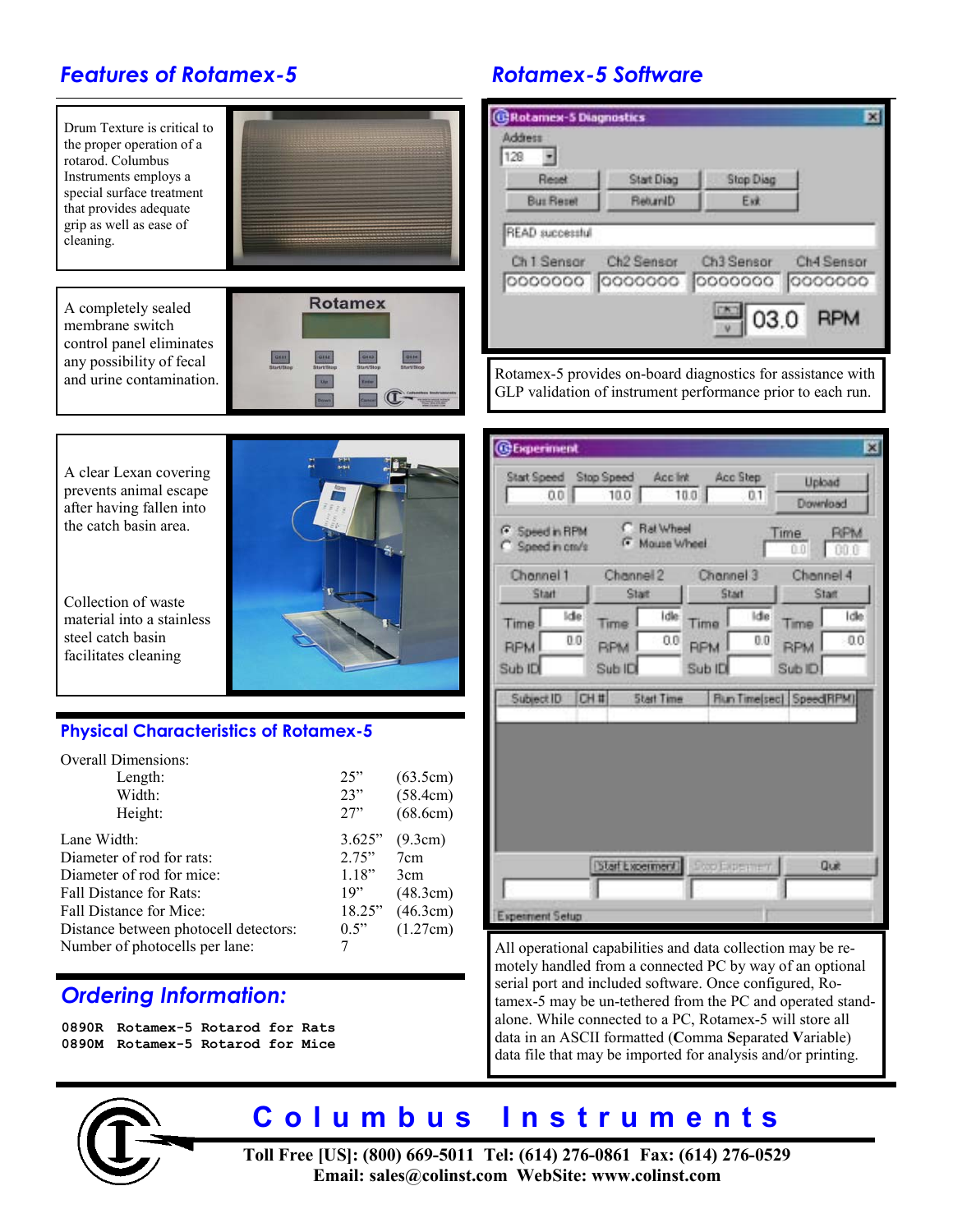## Features of Rotamex-5

Drum Texture is critical to the proper operation of a rotarod. Columbus Instruments employs a special surface treatment that provides adequate grip as well as ease of cleaning.

A completely sealed membrane switch control panel eliminates any possibility of fecal and urine contamination.

A clear Lexan covering prevents animal escape after having fallen into the catch basin area.

Collection of waste material into a stainless steel catch basin facilitates cleaning

## Physical Characteristics of Rotamex-5

| | | |
|---|---|---|
| Overall Dimensions: | | |
| Length: | 25” | (63.5cm) |
| Width: | 23” | (58.4cm) |
| Height: | 27” | (68.6cm) |
| Lane Width: | 3.625” | (9.3cm) |
| Diameter of rod for rats: | 2.75” | 7cm |
| Diameter of rod for mice: | 1.18” | 3cm |
| Fall Distance for Rats: | 19” | (48.3cm) |
| Fall Distance for Mice: | 18.25” | (46.3cm) |
| Distance between photocell detectors: | 0.5” | (1.27cm) |
| Number of photocells per lane: | 7 | |

## Ordering Information:

```
0890R  Rotamex-5 Rotarod for Rats
0890M  Rotamex-5 Rotarod for Mice
```

## Rotamex-5 Software

Rotamex-5 provides on-board diagnostics for assistance with GLP validation of instrument performance prior to each run.

All operational capabilities and data collection may be remotely handled from a connected PC by way of an optional serial port and included software. Once configured, Rotamex-5 may be un-tethered from the PC and operated stand-alone. While connected to a PC, Rotamex-5 will store all data in an ASCII formatted (**C**omma **S**eparated **V**ariable) data file that may be imported for analysis and/or printing.

**Columbus Instruments**

**Toll Free [US]: (800) 669-5011 Tel: (614) 276-0861 Fax: (614) 276-0529**
**Email: sales@colinst.com WebSite: www.colinst.com**